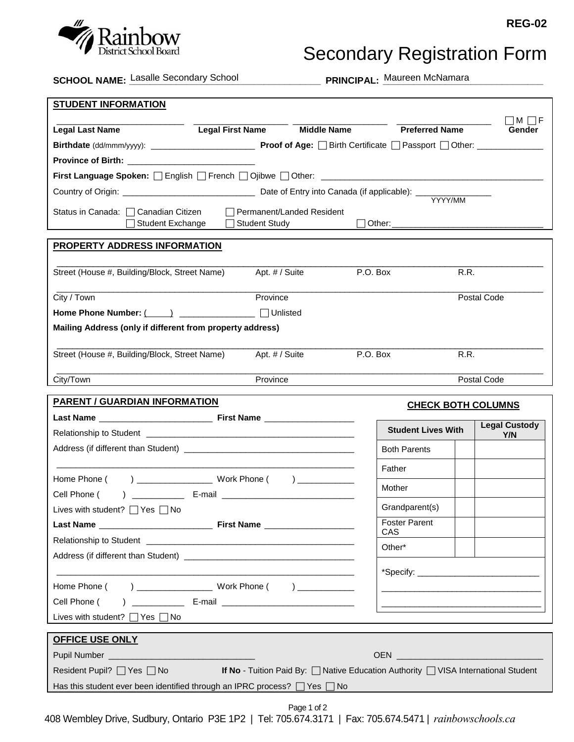REG-02

# Secondary Registration Form

**SCHOOL NAME:** Lasalle Secondary School **PRINCIPAL:** Maureen McNamara

## STUDENT INFORMATION

| **Legal Last Name** | **Legal First Name** | **Middle Name** | **Preferred Name** | ☐ M ☐ F **Gender** |
|---|---|---|---|---|
| | | | | |

**Birthdate** (dd/mmm/yyyy): ______________________ **Proof of Age:** ☐ Birth Certificate ☐ Passport ☐ Other: ______________

**Province of Birth:** __________________________

**First Language Spoken:** ☐ English ☐ French ☐ Ojibwe ☐ Other: ______________________________________________

Country of Origin: ____________________________ Date of Entry into Canada (if applicable): _______________ YYYY/MM

Status in Canada: ☐ Canadian Citizen ☐ Permanent/Landed Resident ☐ Student Exchange ☐ Student Study ☐ Other: _______________________________

## PROPERTY ADDRESS INFORMATION

| Street (House #, Building/Block, Street Name) | Apt. # / Suite | P.O. Box | R.R. |
|---|---|---|---|
| | | | |

| City / Town | Province | Postal Code |
|---|---|---|
| | | |

**Home Phone Number:** (____) _______________ ☐ Unlisted

**Mailing Address (only if different from property address)**

| Street (House #, Building/Block, Street Name) | Apt. # / Suite | P.O. Box | R.R. |
|---|---|---|---|
| | | | |

| City/Town | Province | Postal Code |
|---|---|---|
| | | |

## PARENT / GUARDIAN INFORMATION

**Last Name** _______________________ **First Name** __________________

Relationship to Student ___________________________________________

Address (if different than Student) ____________________________________

_____________________________________________________________

Home Phone (     ) ________________ Work Phone (     ) ____________

Cell Phone (     ) ___________ E-mail ____________________________

Lives with student? ☐ Yes ☐ No

**Last Name** _______________________ **First Name** __________________

Relationship to Student ___________________________________________

Address (if different than Student) ____________________________________

_____________________________________________________________

Home Phone (     ) ________________ Work Phone (     ) ____________

Cell Phone (     ) ___________ E-mail ____________________________

Lives with student? ☐ Yes ☐ No

**CHECK BOTH COLUMNS**

| **Student Lives With** | | **Legal Custody Y/N** |
|---|---|---|
| Both Parents | | |
| Father | | |
| Mother | | |
| Grandparent(s) | | |
| Foster Parent CAS | | |
| Other* | | |

*Specify: __________________________

_________________________________

_________________________________

## OFFICE USE ONLY

Pupil Number ______________________________ OEN ______________________________

Resident Pupil? ☐ Yes ☐ No **If No** - Tuition Paid By: ☐ Native Education Authority ☐ VISA International Student

Has this student ever been identified through an IPRC process? ☐ Yes ☐ No

408 Wembley Drive, Sudbury, Ontario P3E 1P2 | Tel: 705.674.3171 | Fax: 705.674.5471 | *rainbowschools.ca*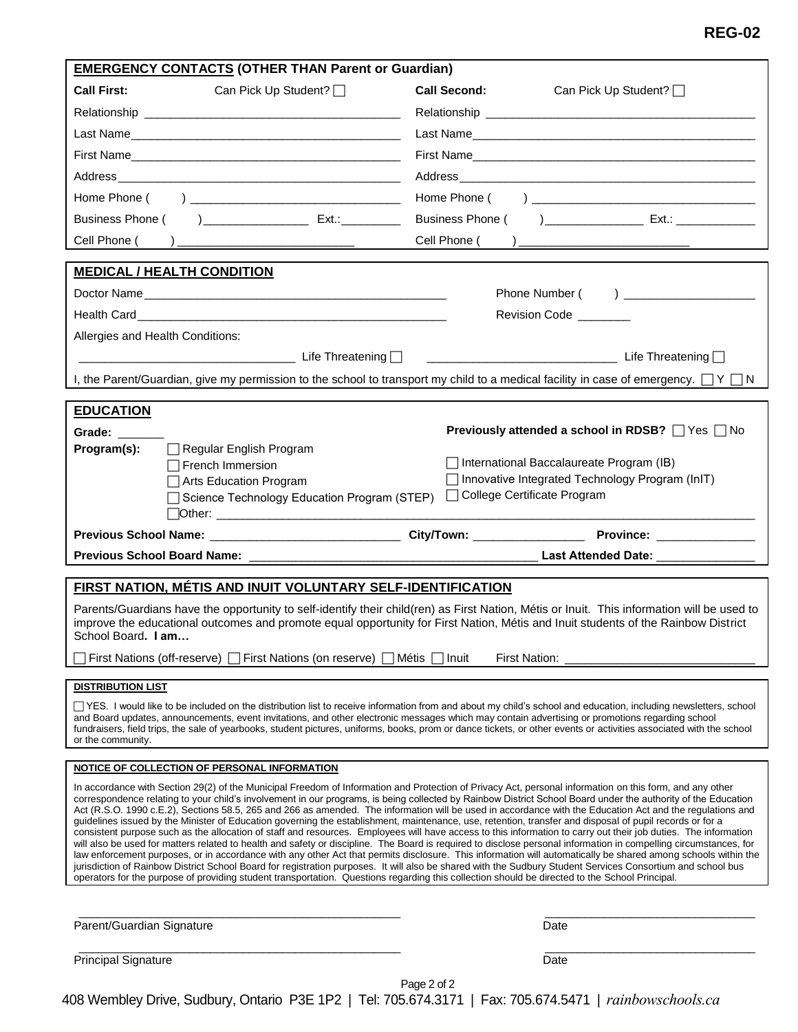REG-02

**EMERGENCY CONTACTS (OTHER THAN Parent or Guardian)**

| Call First: Can Pick Up Student? ☐ | Call Second: Can Pick Up Student? ☐ |
|---|---|
| Relationship ____________________ | Relationship ____________________ |
| Last Name ____________________ | Last Name ____________________ |
| First Name ____________________ | First Name ____________________ |
| Address ____________________ | Address ____________________ |
| Home Phone ( ) ____________________ | Home Phone ( ) ____________________ |
| Business Phone ( ) __________ Ext.: ________ | Business Phone ( ) __________ Ext.: ________ |
| Cell Phone ( ) ____________________ | Cell Phone ( ) ____________________ |

**MEDICAL / HEALTH CONDITION**

Doctor Name ____________________ Phone Number ( ) ____________________

Health Card ____________________ Revision Code ________

Allergies and Health Conditions:

____________________ Life Threatening ☐ ____________________ Life Threatening ☐

I, the Parent/Guardian, give my permission to the school to transport my child to a medical facility in case of emergency. ☐ Y ☐ N

**EDUCATION**

**Grade:** _______

**Previously attended a school in RDSB?** ☐ Yes ☐ No

**Program(s):**
- ☐ Regular English Program
- ☐ French Immersion
- ☐ Arts Education Program
- ☐ Science Technology Education Program (STEP)
- ☐ International Baccalaureate Program (IB)
- ☐ Innovative Integrated Technology Program (InIT)
- ☐ College Certificate Program
- ☐ Other: ____________________

**Previous School Name:** ____________________ **City/Town:** ____________ **Province:** ____________

**Previous School Board Name:** ____________________ **Last Attended Date:** ____________

**FIRST NATION, MÉTIS AND INUIT VOLUNTARY SELF-IDENTIFICATION**

Parents/Guardians have the opportunity to self-identify their child(ren) as First Nation, Métis or Inuit. This information will be used to improve the educational outcomes and promote equal opportunity for First Nation, Métis and Inuit students of the Rainbow District School Board**. I am…**

☐ First Nations (off-reserve) ☐ First Nations (on reserve) ☐ Métis ☐ Inuit First Nation: ____________________

**DISTRIBUTION LIST**

☐ YES. I would like to be included on the distribution list to receive information from and about my child's school and education, including newsletters, school and Board updates, announcements, event invitations, and other electronic messages which may contain advertising or promotions regarding school fundraisers, field trips, the sale of yearbooks, student pictures, uniforms, books, prom or dance tickets, or other events or activities associated with the school or the community.

**NOTICE OF COLLECTION OF PERSONAL INFORMATION**

In accordance with Section 29(2) of the Municipal Freedom of Information and Protection of Privacy Act, personal information on this form, and any other correspondence relating to your child's involvement in our programs, is being collected by Rainbow District School Board under the authority of the Education Act (R.S.O. 1990 c.E.2), Sections 58.5, 265 and 266 as amended. The information will be used in accordance with the Education Act and the regulations and guidelines issued by the Minister of Education governing the establishment, maintenance, use, retention, transfer and disposal of pupil records or for a consistent purpose such as the allocation of staff and resources. Employees will have access to this information to carry out their job duties. The information will also be used for matters related to health and safety or discipline. The Board is required to disclose personal information in compelling circumstances, for law enforcement purposes, or in accordance with any other Act that permits disclosure. This information will automatically be shared among schools within the jurisdiction of Rainbow District School Board for registration purposes. It will also be shared with the Sudbury Student Services Consortium and school bus operators for the purpose of providing student transportation. Questions regarding this collection should be directed to the School Principal.

____________________ ____________________
Parent/Guardian Signature Date

____________________ ____________________
Principal Signature Date

408 Wembley Drive, Sudbury, Ontario P3E 1P2 | Tel: 705.674.3171 | Fax: 705.674.5471 | *rainbowschools.ca*